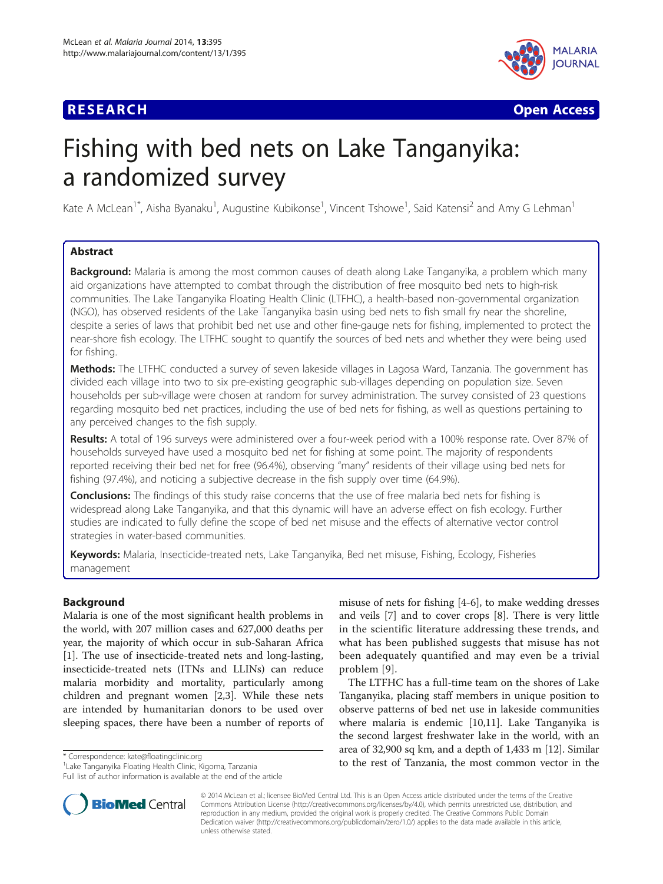RESEARCH Open Access

# Fishing with bed nets on Lake Tanganyika: a randomized survey

Kate A McLean[1*], Aisha Byanaku[1], Augustine Kubikonse[1], Vincent Tshowe[1], Said Katensi[2] and Amy G Lehman[1]

## Abstract

**Background:** Malaria is among the most common causes of death along Lake Tanganyika, a problem which many aid organizations have attempted to combat through the distribution of free mosquito bed nets to high-risk communities. The Lake Tanganyika Floating Health Clinic (LTFHC), a health-based non-governmental organization (NGO), has observed residents of the Lake Tanganyika basin using bed nets to fish small fry near the shoreline, despite a series of laws that prohibit bed net use and other fine-gauge nets for fishing, implemented to protect the near-shore fish ecology. The LTFHC sought to quantify the sources of bed nets and whether they were being used for fishing.

**Methods:** The LTFHC conducted a survey of seven lakeside villages in Lagosa Ward, Tanzania. The government has divided each village into two to six pre-existing geographic sub-villages depending on population size. Seven households per sub-village were chosen at random for survey administration. The survey consisted of 23 questions regarding mosquito bed net practices, including the use of bed nets for fishing, as well as questions pertaining to any perceived changes to the fish supply.

**Results:** A total of 196 surveys were administered over a four-week period with a 100% response rate. Over 87% of households surveyed have used a mosquito bed net for fishing at some point. The majority of respondents reported receiving their bed net for free (96.4%), observing "many" residents of their village using bed nets for fishing (97.4%), and noticing a subjective decrease in the fish supply over time (64.9%).

**Conclusions:** The findings of this study raise concerns that the use of free malaria bed nets for fishing is widespread along Lake Tanganyika, and that this dynamic will have an adverse effect on fish ecology. Further studies are indicated to fully define the scope of bed net misuse and the effects of alternative vector control strategies in water-based communities.

**Keywords:** Malaria, Insecticide-treated nets, Lake Tanganyika, Bed net misuse, Fishing, Ecology, Fisheries management

## Background

Malaria is one of the most significant health problems in the world, with 207 million cases and 627,000 deaths per year, the majority of which occur in sub-Saharan Africa [1]. The use of insecticide-treated nets and long-lasting, insecticide-treated nets (ITNs and LLINs) can reduce malaria morbidity and mortality, particularly among children and pregnant women [2,3]. While these nets are intended by humanitarian donors to be used over sleeping spaces, there have been a number of reports of misuse of nets for fishing [4-6], to make wedding dresses and veils [7] and to cover crops [8]. There is very little in the scientific literature addressing these trends, and what has been published suggests that misuse has not been adequately quantified and may even be a trivial problem [9].

The LTFHC has a full-time team on the shores of Lake Tanganyika, placing staff members in unique position to observe patterns of bed net use in lakeside communities where malaria is endemic [10,11]. Lake Tanganyika is the second largest freshwater lake in the world, with an area of 32,900 sq km, and a depth of 1,433 m [12]. Similar to the rest of Tanzania, the most common vector in the

\* Correspondence: kate@floatingclinic.org
[1]Lake Tanganyika Floating Health Clinic, Kigoma, Tanzania
Full list of author information is available at the end of the article

© 2014 McLean et al.; licensee BioMed Central Ltd. This is an Open Access article distributed under the terms of the Creative Commons Attribution License (http://creativecommons.org/licenses/by/4.0), which permits unrestricted use, distribution, and reproduction in any medium, provided the original work is properly credited. The Creative Commons Public Domain Dedication waiver (http://creativecommons.org/publicdomain/zero/1.0/) applies to the data made available in this article, unless otherwise stated.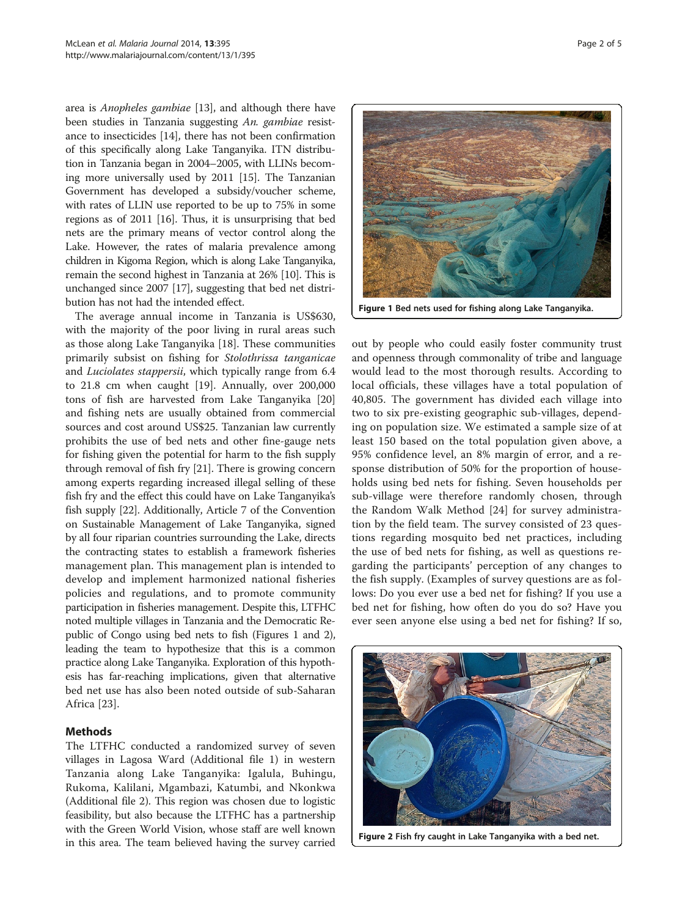area is *Anopheles gambiae* [13], and although there have been studies in Tanzania suggesting *An. gambiae* resistance to insecticides [14], there has not been confirmation of this specifically along Lake Tanganyika. ITN distribution in Tanzania began in 2004–2005, with LLINs becoming more universally used by 2011 [15]. The Tanzanian Government has developed a subsidy/voucher scheme, with rates of LLIN use reported to be up to 75% in some regions as of 2011 [16]. Thus, it is unsurprising that bed nets are the primary means of vector control along the Lake. However, the rates of malaria prevalence among children in Kigoma Region, which is along Lake Tanganyika, remain the second highest in Tanzania at 26% [10]. This is unchanged since 2007 [17], suggesting that bed net distribution has not had the intended effect.

The average annual income in Tanzania is US$630, with the majority of the poor living in rural areas such as those along Lake Tanganyika [18]. These communities primarily subsist on fishing for *Stolothrissa tanganicae* and *Luciolates stappersii*, which typically range from 6.4 to 21.8 cm when caught [19]. Annually, over 200,000 tons of fish are harvested from Lake Tanganyika [20] and fishing nets are usually obtained from commercial sources and cost around US$25. Tanzanian law currently prohibits the use of bed nets and other fine-gauge nets for fishing given the potential for harm to the fish supply through removal of fish fry [21]. There is growing concern among experts regarding increased illegal selling of these fish fry and the effect this could have on Lake Tanganyika's fish supply [22]. Additionally, Article 7 of the Convention on Sustainable Management of Lake Tanganyika, signed by all four riparian countries surrounding the Lake, directs the contracting states to establish a framework fisheries management plan. This management plan is intended to develop and implement harmonized national fisheries policies and regulations, and to promote community participation in fisheries management. Despite this, LTFHC noted multiple villages in Tanzania and the Democratic Republic of Congo using bed nets to fish (Figures 1 and 2), leading the team to hypothesize that this is a common practice along Lake Tanganyika. Exploration of this hypothesis has far-reaching implications, given that alternative bed net use has also been noted outside of sub-Saharan Africa [23].

**Figure 1** Bed nets used for fishing along Lake Tanganyika.

## Methods

The LTFHC conducted a randomized survey of seven villages in Lagosa Ward (Additional file 1) in western Tanzania along Lake Tanganyika: Igalula, Buhingu, Rukoma, Kalilani, Mgambazi, Katumbi, and Nkonkwa (Additional file 2). This region was chosen due to logistic feasibility, but also because the LTFHC has a partnership with the Green World Vision, whose staff are well known in this area. The team believed having the survey carried out by people who could easily foster community trust and openness through commonality of tribe and language would lead to the most thorough results. According to local officials, these villages have a total population of 40,805. The government has divided each village into two to six pre-existing geographic sub-villages, depending on population size. We estimated a sample size of at least 150 based on the total population given above, a 95% confidence level, an 8% margin of error, and a response distribution of 50% for the proportion of households using bed nets for fishing. Seven households per sub-village were therefore randomly chosen, through the Random Walk Method [24] for survey administration by the field team. The survey consisted of 23 questions regarding mosquito bed net practices, including the use of bed nets for fishing, as well as questions regarding the participants' perception of any changes to the fish supply. (Examples of survey questions are as follows: Do you ever use a bed net for fishing? If you use a bed net for fishing, how often do you do so? Have you ever seen anyone else using a bed net for fishing? If so,

**Figure 2** Fish fry caught in Lake Tanganyika with a bed net.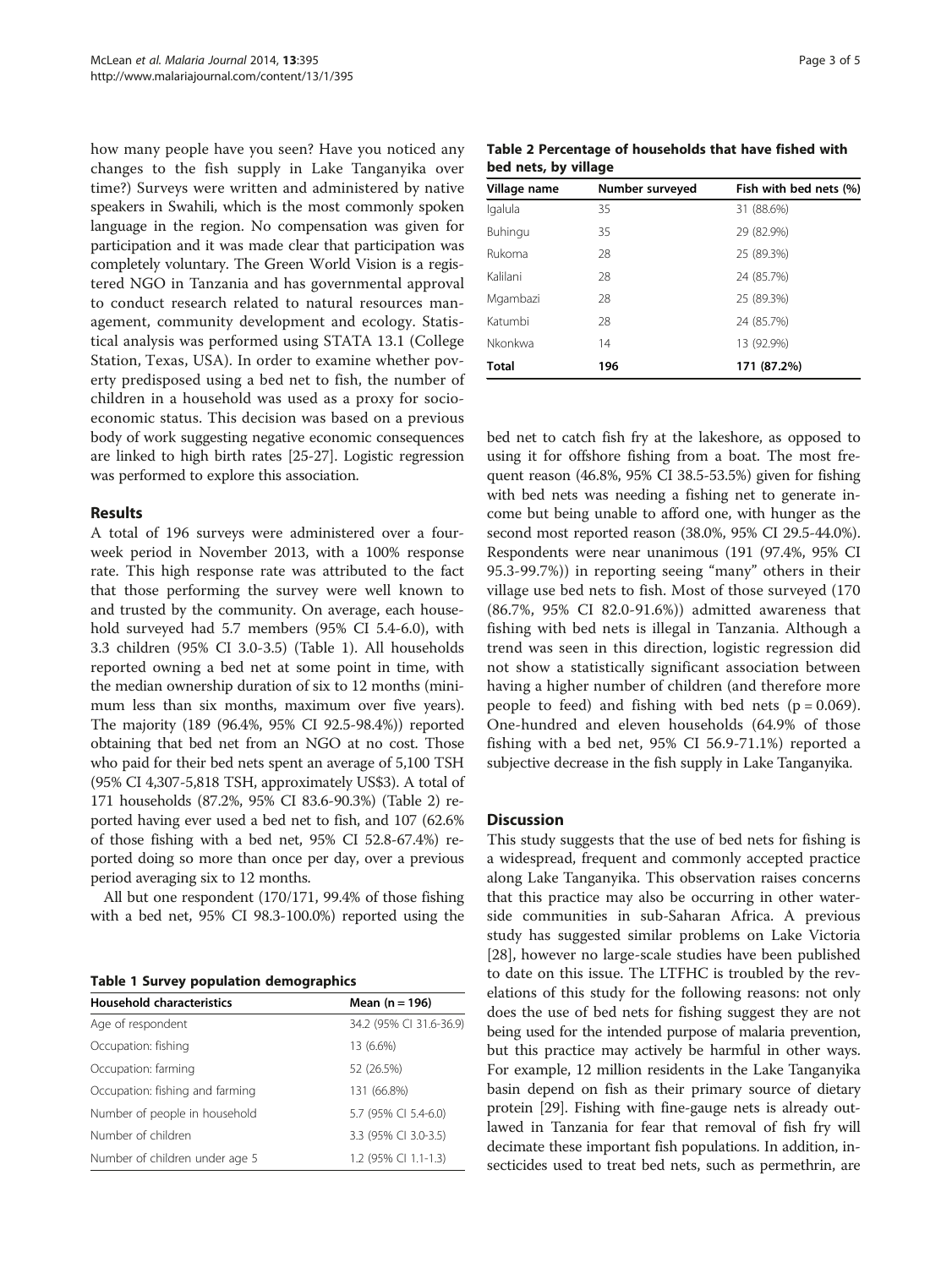how many people have you seen? Have you noticed any changes to the fish supply in Lake Tanganyika over time?) Surveys were written and administered by native speakers in Swahili, which is the most commonly spoken language in the region. No compensation was given for participation and it was made clear that participation was completely voluntary. The Green World Vision is a registered NGO in Tanzania and has governmental approval to conduct research related to natural resources management, community development and ecology. Statistical analysis was performed using STATA 13.1 (College Station, Texas, USA). In order to examine whether poverty predisposed using a bed net to fish, the number of children in a household was used as a proxy for socioeconomic status. This decision was based on a previous body of work suggesting negative economic consequences are linked to high birth rates [25-27]. Logistic regression was performed to explore this association.

## Results

A total of 196 surveys were administered over a four-week period in November 2013, with a 100% response rate. This high response rate was attributed to the fact that those performing the survey were well known to and trusted by the community. On average, each household surveyed had 5.7 members (95% CI 5.4-6.0), with 3.3 children (95% CI 3.0-3.5) (Table 1). All households reported owning a bed net at some point in time, with the median ownership duration of six to 12 months (minimum less than six months, maximum over five years). The majority (189 (96.4%, 95% CI 92.5-98.4%)) reported obtaining that bed net from an NGO at no cost. Those who paid for their bed nets spent an average of 5,100 TSH (95% CI 4,307-5,818 TSH, approximately US$3). A total of 171 households (87.2%, 95% CI 83.6-90.3%) (Table 2) reported having ever used a bed net to fish, and 107 (62.6% of those fishing with a bed net, 95% CI 52.8-67.4%) reported doing so more than once per day, over a previous period averaging six to 12 months.

All but one respondent (170/171, 99.4% of those fishing with a bed net, 95% CI 98.3-100.0%) reported using the bed net to catch fish fry at the lakeshore, as opposed to using it for offshore fishing from a boat. The most frequent reason (46.8%, 95% CI 38.5-53.5%) given for fishing with bed nets was needing a fishing net to generate income but being unable to afford one, with hunger as the second most reported reason (38.0%, 95% CI 29.5-44.0%). Respondents were near unanimous (191 (97.4%, 95% CI 95.3-99.7%)) in reporting seeing "many" others in their village use bed nets to fish. Most of those surveyed (170 (86.7%, 95% CI 82.0-91.6%)) admitted awareness that fishing with bed nets is illegal in Tanzania. Although a trend was seen in this direction, logistic regression did not show a statistically significant association between having a higher number of children (and therefore more people to feed) and fishing with bed nets ($p = 0.069$). One-hundred and eleven households (64.9% of those fishing with a bed net, 95% CI 56.9-71.1%) reported a subjective decrease in the fish supply in Lake Tanganyika.

**Table 1 Survey population demographics**

| Household characteristics | Mean (n = 196) |
|---|---|
| Age of respondent | 34.2 (95% CI 31.6-36.9) |
| Occupation: fishing | 13 (6.6%) |
| Occupation: farming | 52 (26.5%) |
| Occupation: fishing and farming | 131 (66.8%) |
| Number of people in household | 5.7 (95% CI 5.4-6.0) |
| Number of children | 3.3 (95% CI 3.0-3.5) |
| Number of children under age 5 | 1.2 (95% CI 1.1-1.3) |

**Table 2 Percentage of households that have fished with bed nets, by village**

| Village name | Number surveyed | Fish with bed nets (%) |
|---|---|---|
| Igalula | 35 | 31 (88.6%) |
| Buhingu | 35 | 29 (82.9%) |
| Rukoma | 28 | 25 (89.3%) |
| Kalilani | 28 | 24 (85.7%) |
| Mgambazi | 28 | 25 (89.3%) |
| Katumbi | 28 | 24 (85.7%) |
| Nkonkwa | 14 | 13 (92.9%) |
| **Total** | **196** | **171 (87.2%)** |

## Discussion

This study suggests that the use of bed nets for fishing is a widespread, frequent and commonly accepted practice along Lake Tanganyika. This observation raises concerns that this practice may also be occurring in other waterside communities in sub-Saharan Africa. A previous study has suggested similar problems on Lake Victoria [28], however no large-scale studies have been published to date on this issue. The LTFHC is troubled by the revelations of this study for the following reasons: not only does the use of bed nets for fishing suggest they are not being used for the intended purpose of malaria prevention, but this practice may actively be harmful in other ways. For example, 12 million residents in the Lake Tanganyika basin depend on fish as their primary source of dietary protein [29]. Fishing with fine-gauge nets is already outlawed in Tanzania for fear that removal of fish fry will decimate these important fish populations. In addition, insecticides used to treat bed nets, such as permethrin, are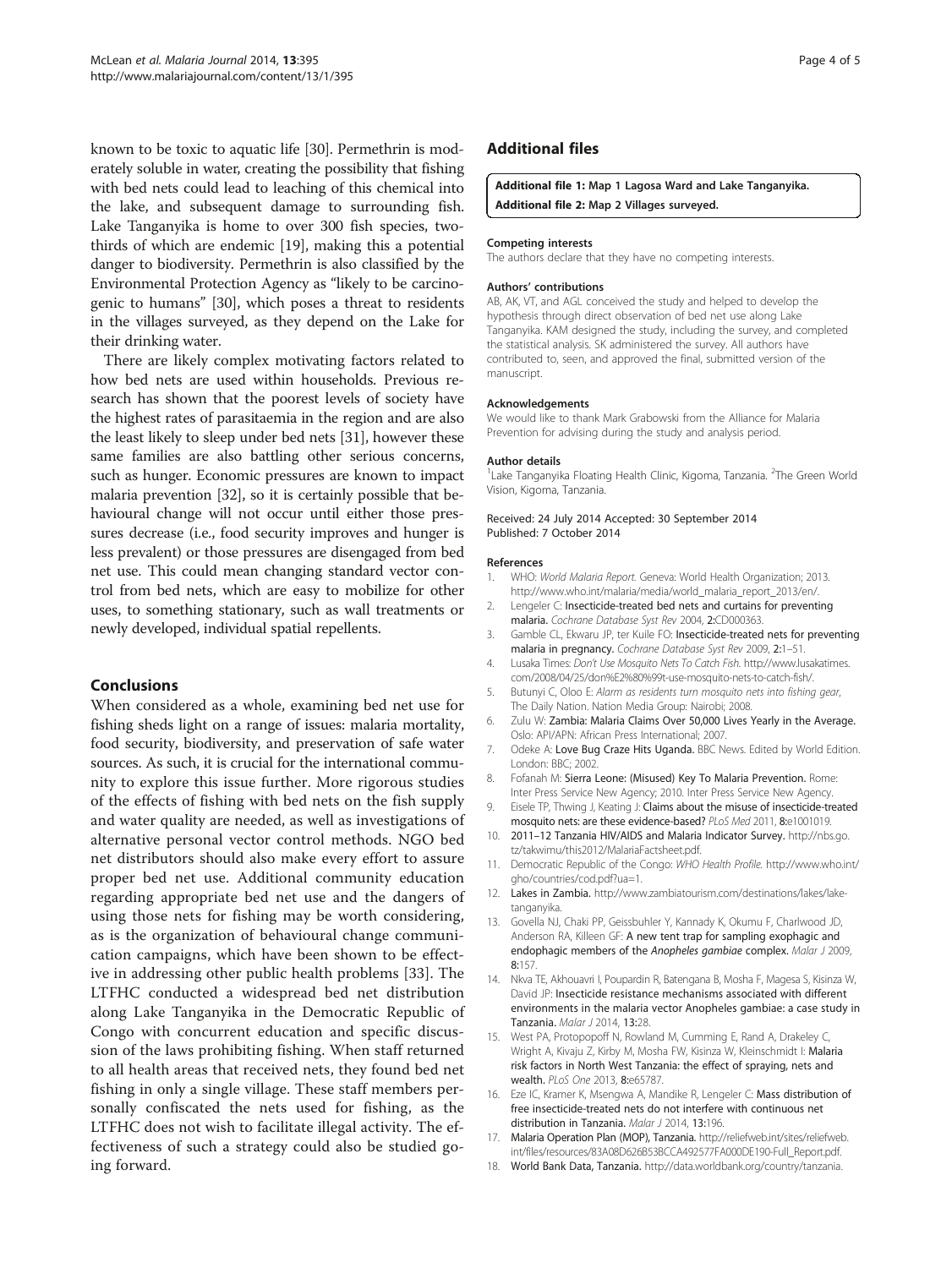known to be toxic to aquatic life [30]. Permethrin is moderately soluble in water, creating the possibility that fishing with bed nets could lead to leaching of this chemical into the lake, and subsequent damage to surrounding fish. Lake Tanganyika is home to over 300 fish species, two-thirds of which are endemic [19], making this a potential danger to biodiversity. Permethrin is also classified by the Environmental Protection Agency as "likely to be carcinogenic to humans" [30], which poses a threat to residents in the villages surveyed, as they depend on the Lake for their drinking water.

There are likely complex motivating factors related to how bed nets are used within households. Previous research has shown that the poorest levels of society have the highest rates of parasitaemia in the region and are also the least likely to sleep under bed nets [31], however these same families are also battling other serious concerns, such as hunger. Economic pressures are known to impact malaria prevention [32], so it is certainly possible that behavioural change will not occur until either those pressures decrease (i.e., food security improves and hunger is less prevalent) or those pressures are disengaged from bed net use. This could mean changing standard vector control from bed nets, which are easy to mobilize for other uses, to something stationary, such as wall treatments or newly developed, individual spatial repellents.

## Conclusions

When considered as a whole, examining bed net use for fishing sheds light on a range of issues: malaria mortality, food security, biodiversity, and preservation of safe water sources. As such, it is crucial for the international community to explore this issue further. More rigorous studies of the effects of fishing with bed nets on the fish supply and water quality are needed, as well as investigations of alternative personal vector control methods. NGO bed net distributors should also make every effort to assure proper bed net use. Additional community education regarding appropriate bed net use and the dangers of using those nets for fishing may be worth considering, as is the organization of behavioural change communication campaigns, which have been shown to be effective in addressing other public health problems [33]. The LTFHC conducted a widespread bed net distribution along Lake Tanganyika in the Democratic Republic of Congo with concurrent education and specific discussion of the laws prohibiting fishing. When staff returned to all health areas that received nets, they found bed net fishing in only a single village. These staff members personally confiscated the nets used for fishing, as the LTFHC does not wish to facilitate illegal activity. The effectiveness of such a strategy could also be studied going forward.

## Additional files

**Additional file 1: Map 1 Lagosa Ward and Lake Tanganyika.**

**Additional file 2: Map 2 Villages surveyed.**

#### Competing interests

The authors declare that they have no competing interests.

#### Authors' contributions

AB, AK, VT, and AGL conceived the study and helped to develop the hypothesis through direct observation of bed net use along Lake Tanganyika. KAM designed the study, including the survey, and completed the statistical analysis. SK administered the survey. All authors have contributed to, seen, and approved the final, submitted version of the manuscript.

#### Acknowledgements

We would like to thank Mark Grabowski from the Alliance for Malaria Prevention for advising during the study and analysis period.

#### Author details

[1]Lake Tanganyika Floating Health Clinic, Kigoma, Tanzania. [2]The Green World Vision, Kigoma, Tanzania.

Received: 24 July 2014 Accepted: 30 September 2014
Published: 7 October 2014

#### References

1. WHO: *World Malaria Report.* Geneva: World Health Organization; 2013. http://www.who.int/malaria/media/world_malaria_report_2013/en/.
2. Lengeler C: **Insecticide-treated bed nets and curtains for preventing malaria.** *Cochrane Database Syst Rev* 2004, **2:**CD000363.
3. Gamble CL, Ekwaru JP, ter Kuile FO: **Insecticide-treated nets for preventing malaria in pregnancy.** *Cochrane Database Syst Rev* 2009, **2:**1–51.
4. Lusaka Times: *Don't Use Mosquito Nets To Catch Fish.* http://www.lusakatimes.com/2008/04/25/don%E2%80%99t-use-mosquito-nets-to-catch-fish/.
5. Butunyi C, Oloo E: *Alarm as residents turn mosquito nets into fishing gear*, The Daily Nation. Nation Media Group: Nairobi; 2008.
6. Zulu W: **Zambia: Malaria Claims Over 50,000 Lives Yearly in the Average.** Oslo: API/APN: African Press International; 2007.
7. Odeke A: **Love Bug Craze Hits Uganda.** BBC News. Edited by World Edition. London: BBC; 2002.
8. Fofanah M: **Sierra Leone: (Misused) Key To Malaria Prevention.** Rome: Inter Press Service New Agency; 2010. Inter Press Service New Agency.
9. Eisele TP, Thwing J, Keating J: **Claims about the misuse of insecticide-treated mosquito nets: are these evidence-based?** *PLoS Med* 2011, **8:**e1001019.
10. **2011–12 Tanzania HIV/AIDS and Malaria Indicator Survey.** http://nbs.go.tz/takwimu/this2012/MalariaFactsheet.pdf.
11. Democratic Republic of the Congo: *WHO Health Profile.* http://www.who.int/gho/countries/cod.pdf?ua=1.
12. **Lakes in Zambia.** http://www.zambiatourism.com/destinations/lakes/lake-tanganyika.
13. Govella NJ, Chaki PP, Geissbuhler Y, Kannady K, Okumu F, Charlwood JD, Anderson RA, Killeen GF: **A new tent trap for sampling exophagic and endophagic members of the *Anopheles gambiae* complex.** *Malar J* 2009, **8:**157.
14. Nkya TE, Akhouavri I, Poupardin R, Batengana B, Mosha F, Magesa S, Kisinza W, David JP: **Insecticide resistance mechanisms associated with different environments in the malaria vector Anopheles gambiae: a case study in Tanzania.** *Malar J* 2014, **13:**28.
15. West PA, Protopopoff N, Rowland M, Cumming E, Rand A, Drakeley C, Wright A, Kivaju Z, Kirby M, Mosha FW, Kisinza W, Kleinschmidt I: **Malaria risk factors in North West Tanzania: the effect of spraying, nets and wealth.** *PLoS One* 2013, **8:**e65787.
16. Eze IC, Kramer K, Msengwa A, Mandike R, Lengeler C: **Mass distribution of free insecticide-treated nets do not interfere with continuous net distribution in Tanzania.** *Malar J* 2014, **13:**196.
17. **Malaria Operation Plan (MOP), Tanzania.** http://reliefweb.int/sites/reliefweb.int/files/resources/83A08D626B53BCCA492577FA000DE190-Full_Report.pdf.
18. **World Bank Data, Tanzania.** http://data.worldbank.org/country/tanzania.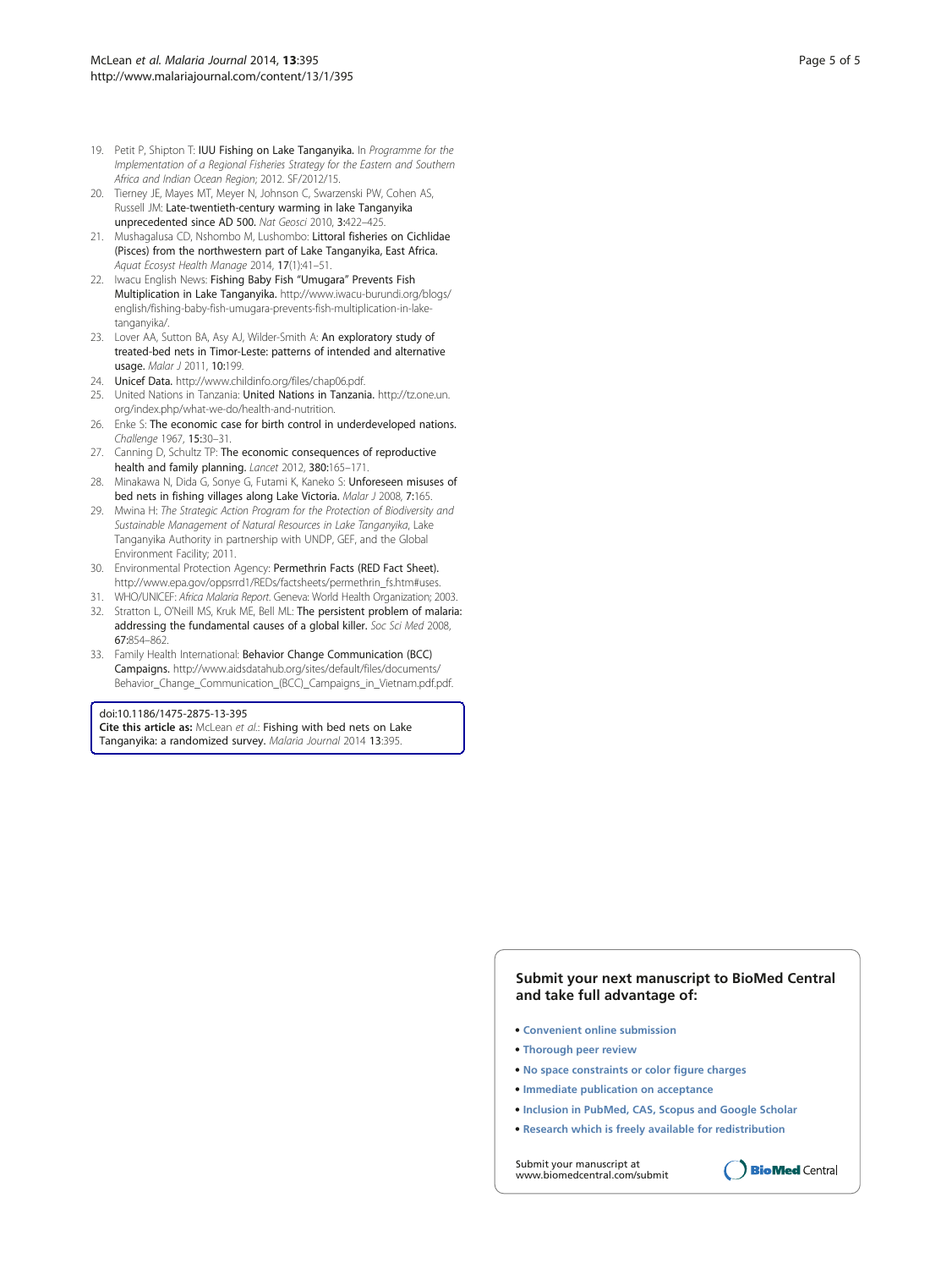19. Petit P, Shipton T: **IUU Fishing on Lake Tanganyika.** In *Programme for the Implementation of a Regional Fisheries Strategy for the Eastern and Southern Africa and Indian Ocean Region*; 2012. SF/2012/15.
20. Tierney JE, Mayes MT, Meyer N, Johnson C, Swarzenski PW, Cohen AS, Russell JM: **Late-twentieth-century warming in lake Tanganyika unprecedented since AD 500.** *Nat Geosci* 2010, **3:**422–425.
21. Mushagalusa CD, Nshombo M, Lushombo: **Littoral fisheries on Cichlidae (Pisces) from the northwestern part of Lake Tanganyika, East Africa.** *Aquat Ecosyst Health Manage* 2014, **17**(1):41–51.
22. Iwacu English News: **Fishing Baby Fish "Umugara" Prevents Fish Multiplication in Lake Tanganyika.** http://www.iwacu-burundi.org/blogs/english/fishing-baby-fish-umugara-prevents-fish-multiplication-in-lake-tanganyika/.
23. Lover AA, Sutton BA, Asy AJ, Wilder-Smith A: **An exploratory study of treated-bed nets in Timor-Leste: patterns of intended and alternative usage.** *Malar J* 2011, **10:**199.
24. **Unicef Data.** http://www.childinfo.org/files/chap06.pdf.
25. United Nations in Tanzania: **United Nations in Tanzania.** http://tz.one.un.org/index.php/what-we-do/health-and-nutrition.
26. Enke S: **The economic case for birth control in underdeveloped nations.** *Challenge* 1967, **15:**30–31.
27. Canning D, Schultz TP: **The economic consequences of reproductive health and family planning.** *Lancet* 2012, **380:**165–171.
28. Minakawa N, Dida G, Sonye G, Futami K, Kaneko S: **Unforeseen misuses of bed nets in fishing villages along Lake Victoria.** *Malar J* 2008, **7:**165.
29. Mwina H: *The Strategic Action Program for the Protection of Biodiversity and Sustainable Management of Natural Resources in Lake Tanganyika*, Lake Tanganyika Authority in partnership with UNDP, GEF, and the Global Environment Facility; 2011.
30. Environmental Protection Agency: **Permethrin Facts (RED Fact Sheet).** http://www.epa.gov/oppsrrd1/REDs/factsheets/permethrin_fs.htm#uses.
31. WHO/UNICEF: *Africa Malaria Report*. Geneva: World Health Organization; 2003.
32. Stratton L, O'Neill MS, Kruk ME, Bell ML: **The persistent problem of malaria: addressing the fundamental causes of a global killer.** *Soc Sci Med* 2008, **67:**854–862.
33. Family Health International: **Behavior Change Communication (BCC) Campaigns.** http://www.aidsdatahub.org/sites/default/files/documents/Behavior_Change_Communication_(BCC)_Campaigns_in_Vietnam.pdf.pdf.

doi:10.1186/1475-2875-13-395
**Cite this article as:** McLean *et al.*: Fishing with bed nets on Lake Tanganyika: a randomized survey. *Malaria Journal* 2014 **13**:395.

**Submit your next manuscript to BioMed Central and take full advantage of:**

- **Convenient online submission**
- **Thorough peer review**
- **No space constraints or color figure charges**
- **Immediate publication on acceptance**
- **Inclusion in PubMed, CAS, Scopus and Google Scholar**
- **Research which is freely available for redistribution**

Submit your manuscript at
www.biomedcentral.com/submit

BioMed Central